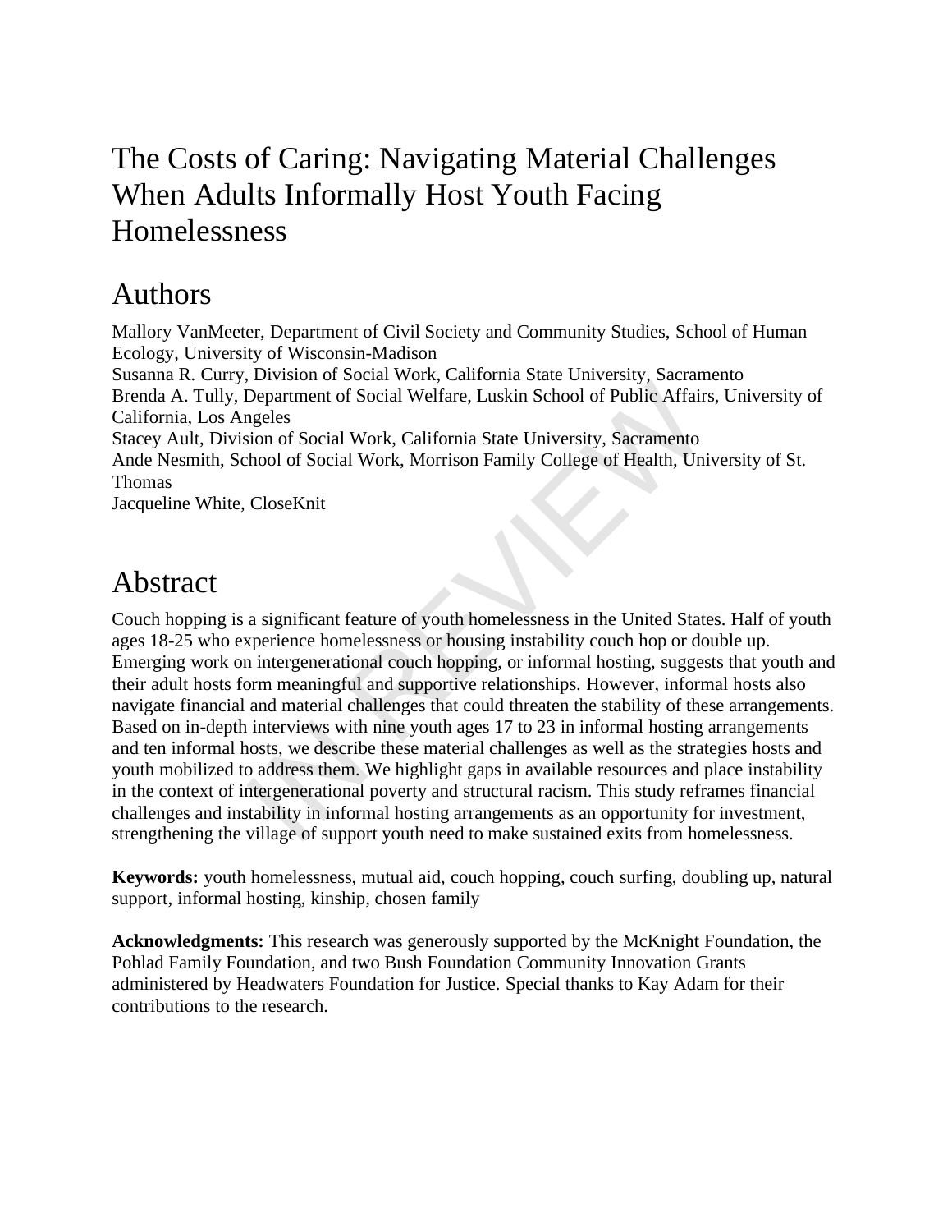# The Costs of Caring: Navigating Material Challenges When Adults Informally Host Youth Facing Homelessness

## Authors

Mallory VanMeeter, Department of Civil Society and Community Studies, School of Human Ecology, University of Wisconsin-Madison
Susanna R. Curry, Division of Social Work, California State University, Sacramento
Brenda A. Tully, Department of Social Welfare, Luskin School of Public Affairs, University of California, Los Angeles
Stacey Ault, Division of Social Work, California State University, Sacramento
Ande Nesmith, School of Social Work, Morrison Family College of Health, University of St. Thomas
Jacqueline White, CloseKnit

## Abstract

Couch hopping is a significant feature of youth homelessness in the United States. Half of youth ages 18-25 who experience homelessness or housing instability couch hop or double up. Emerging work on intergenerational couch hopping, or informal hosting, suggests that youth and their adult hosts form meaningful and supportive relationships. However, informal hosts also navigate financial and material challenges that could threaten the stability of these arrangements. Based on in-depth interviews with nine youth ages 17 to 23 in informal hosting arrangements and ten informal hosts, we describe these material challenges as well as the strategies hosts and youth mobilized to address them. We highlight gaps in available resources and place instability in the context of intergenerational poverty and structural racism. This study reframes financial challenges and instability in informal hosting arrangements as an opportunity for investment, strengthening the village of support youth need to make sustained exits from homelessness.

**Keywords:** youth homelessness, mutual aid, couch hopping, couch surfing, doubling up, natural support, informal hosting, kinship, chosen family

**Acknowledgments:** This research was generously supported by the McKnight Foundation, the Pohlad Family Foundation, and two Bush Foundation Community Innovation Grants administered by Headwaters Foundation for Justice. Special thanks to Kay Adam for their contributions to the research.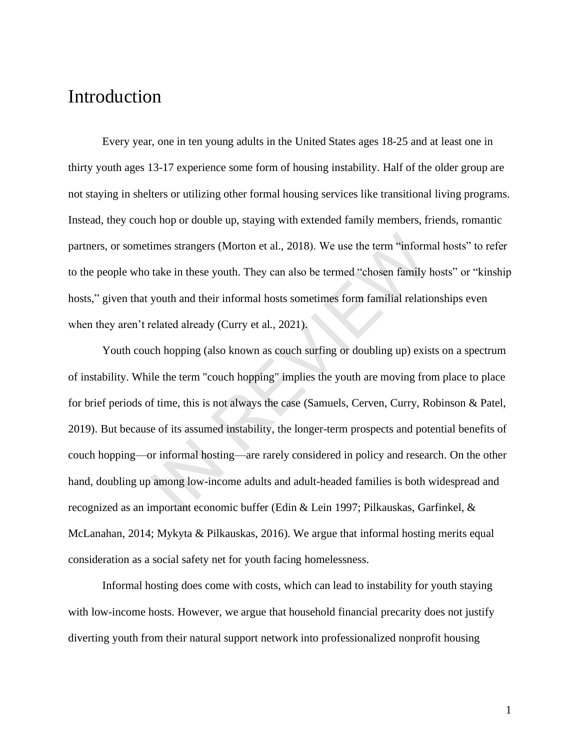# Introduction

Every year, one in ten young adults in the United States ages 18-25 and at least one in thirty youth ages 13-17 experience some form of housing instability. Half of the older group are not staying in shelters or utilizing other formal housing services like transitional living programs. Instead, they couch hop or double up, staying with extended family members, friends, romantic partners, or sometimes strangers (Morton et al., 2018). We use the term "informal hosts" to refer to the people who take in these youth. They can also be termed "chosen family hosts" or "kinship hosts," given that youth and their informal hosts sometimes form familial relationships even when they aren't related already (Curry et al., 2021).

Youth couch hopping (also known as couch surfing or doubling up) exists on a spectrum of instability. While the term "couch hopping" implies the youth are moving from place to place for brief periods of time, this is not always the case (Samuels, Cerven, Curry, Robinson & Patel, 2019). But because of its assumed instability, the longer-term prospects and potential benefits of couch hopping—or informal hosting—are rarely considered in policy and research. On the other hand, doubling up among low-income adults and adult-headed families is both widespread and recognized as an important economic buffer (Edin & Lein 1997; Pilkauskas, Garfinkel, & McLanahan, 2014; Mykyta & Pilkauskas, 2016). We argue that informal hosting merits equal consideration as a social safety net for youth facing homelessness.

Informal hosting does come with costs, which can lead to instability for youth staying with low-income hosts. However, we argue that household financial precarity does not justify diverting youth from their natural support network into professionalized nonprofit housing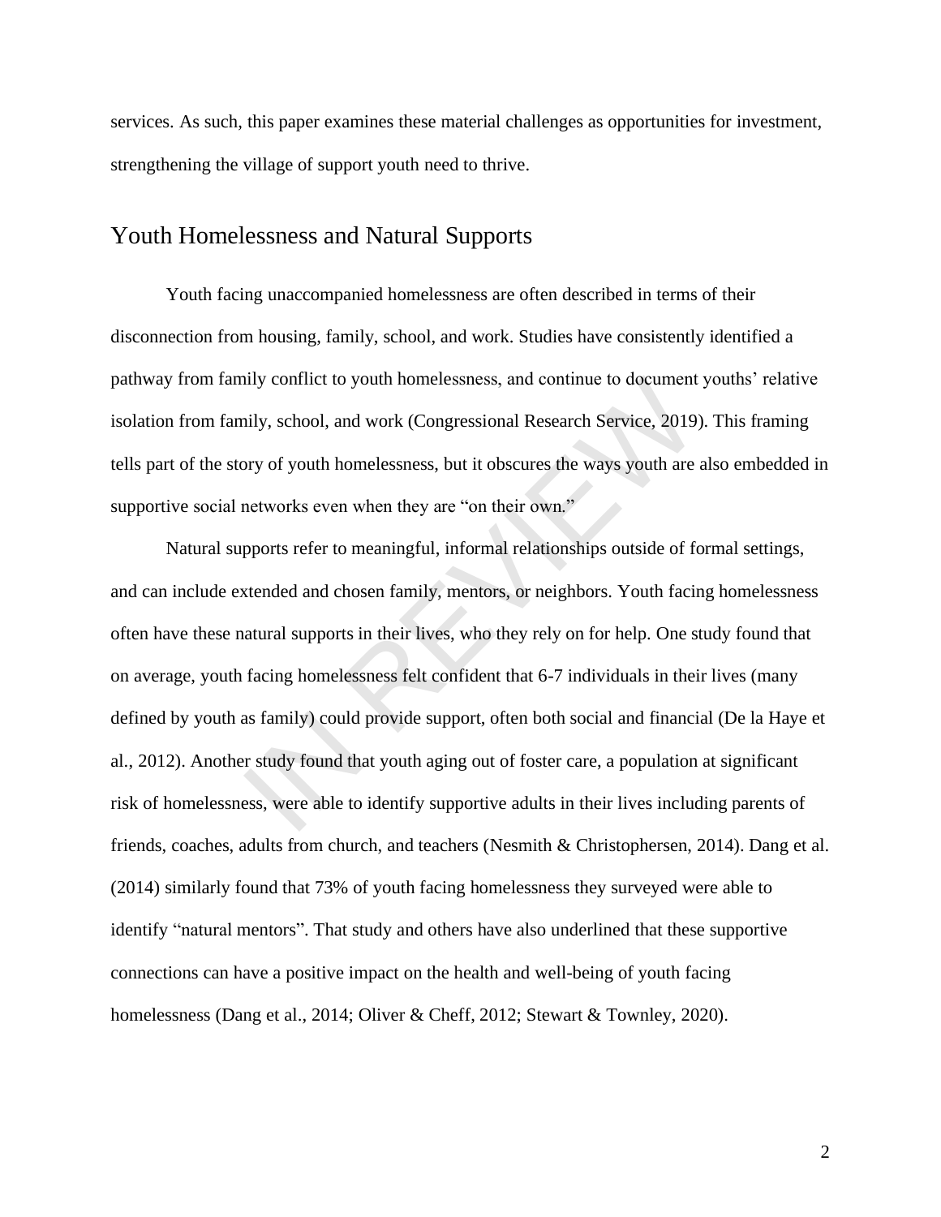services. As such, this paper examines these material challenges as opportunities for investment, strengthening the village of support youth need to thrive.

## Youth Homelessness and Natural Supports

Youth facing unaccompanied homelessness are often described in terms of their disconnection from housing, family, school, and work. Studies have consistently identified a pathway from family conflict to youth homelessness, and continue to document youths' relative isolation from family, school, and work (Congressional Research Service, 2019). This framing tells part of the story of youth homelessness, but it obscures the ways youth are also embedded in supportive social networks even when they are "on their own."

Natural supports refer to meaningful, informal relationships outside of formal settings, and can include extended and chosen family, mentors, or neighbors. Youth facing homelessness often have these natural supports in their lives, who they rely on for help. One study found that on average, youth facing homelessness felt confident that 6-7 individuals in their lives (many defined by youth as family) could provide support, often both social and financial (De la Haye et al., 2012). Another study found that youth aging out of foster care, a population at significant risk of homelessness, were able to identify supportive adults in their lives including parents of friends, coaches, adults from church, and teachers (Nesmith & Christophersen, 2014). Dang et al. (2014) similarly found that 73% of youth facing homelessness they surveyed were able to identify "natural mentors". That study and others have also underlined that these supportive connections can have a positive impact on the health and well-being of youth facing homelessness (Dang et al., 2014; Oliver & Cheff, 2012; Stewart & Townley, 2020).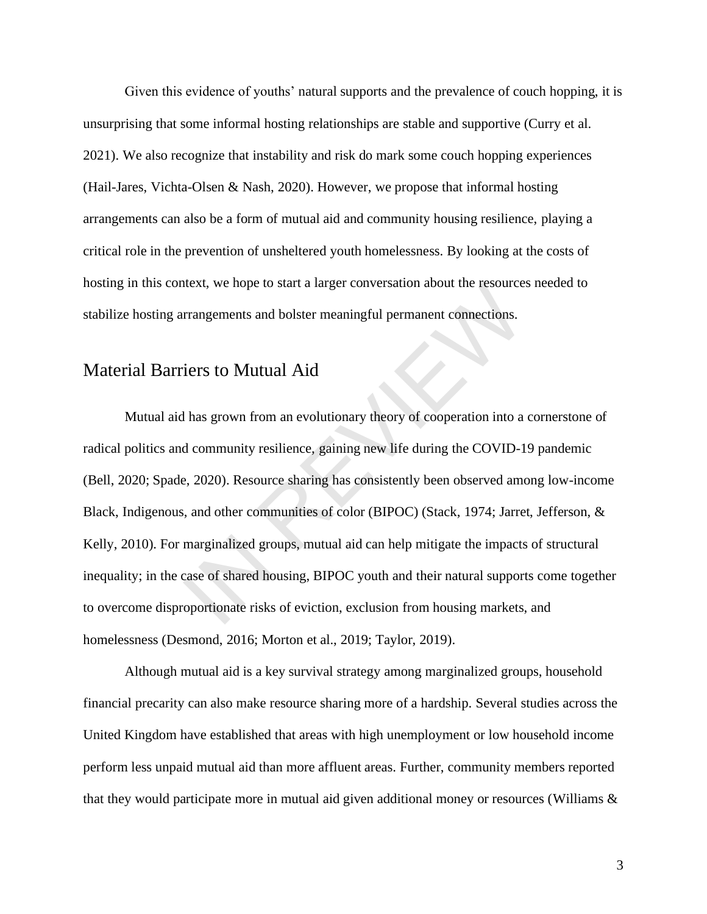Given this evidence of youths' natural supports and the prevalence of couch hopping, it is unsurprising that some informal hosting relationships are stable and supportive (Curry et al. 2021). We also recognize that instability and risk do mark some couch hopping experiences (Hail-Jares, Vichta-Olsen & Nash, 2020). However, we propose that informal hosting arrangements can also be a form of mutual aid and community housing resilience, playing a critical role in the prevention of unsheltered youth homelessness. By looking at the costs of hosting in this context, we hope to start a larger conversation about the resources needed to stabilize hosting arrangements and bolster meaningful permanent connections.

## Material Barriers to Mutual Aid

Mutual aid has grown from an evolutionary theory of cooperation into a cornerstone of radical politics and community resilience, gaining new life during the COVID-19 pandemic (Bell, 2020; Spade, 2020). Resource sharing has consistently been observed among low-income Black, Indigenous, and other communities of color (BIPOC) (Stack, 1974; Jarret, Jefferson, & Kelly, 2010). For marginalized groups, mutual aid can help mitigate the impacts of structural inequality; in the case of shared housing, BIPOC youth and their natural supports come together to overcome disproportionate risks of eviction, exclusion from housing markets, and homelessness (Desmond, 2016; Morton et al., 2019; Taylor, 2019).

Although mutual aid is a key survival strategy among marginalized groups, household financial precarity can also make resource sharing more of a hardship. Several studies across the United Kingdom have established that areas with high unemployment or low household income perform less unpaid mutual aid than more affluent areas. Further, community members reported that they would participate more in mutual aid given additional money or resources (Williams &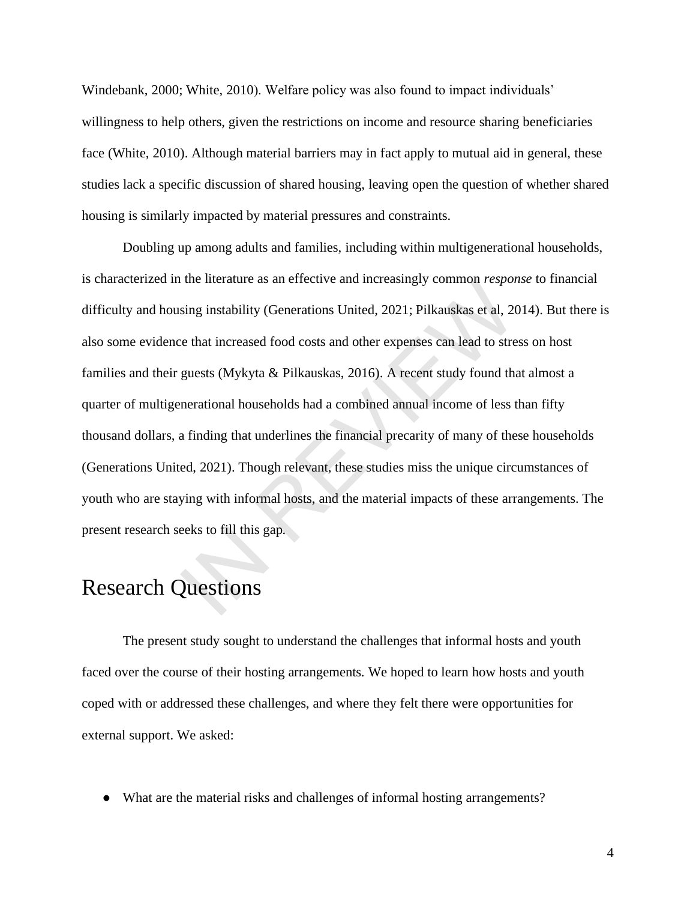Windebank, 2000; White, 2010). Welfare policy was also found to impact individuals' willingness to help others, given the restrictions on income and resource sharing beneficiaries face (White, 2010). Although material barriers may in fact apply to mutual aid in general, these studies lack a specific discussion of shared housing, leaving open the question of whether shared housing is similarly impacted by material pressures and constraints.

Doubling up among adults and families, including within multigenerational households, is characterized in the literature as an effective and increasingly common *response* to financial difficulty and housing instability (Generations United, 2021; Pilkauskas et al, 2014). But there is also some evidence that increased food costs and other expenses can lead to stress on host families and their guests (Mykyta & Pilkauskas, 2016). A recent study found that almost a quarter of multigenerational households had a combined annual income of less than fifty thousand dollars, a finding that underlines the financial precarity of many of these households (Generations United, 2021). Though relevant, these studies miss the unique circumstances of youth who are staying with informal hosts, and the material impacts of these arrangements. The present research seeks to fill this gap.

## Research Questions

The present study sought to understand the challenges that informal hosts and youth faced over the course of their hosting arrangements. We hoped to learn how hosts and youth coped with or addressed these challenges, and where they felt there were opportunities for external support. We asked:

- What are the material risks and challenges of informal hosting arrangements?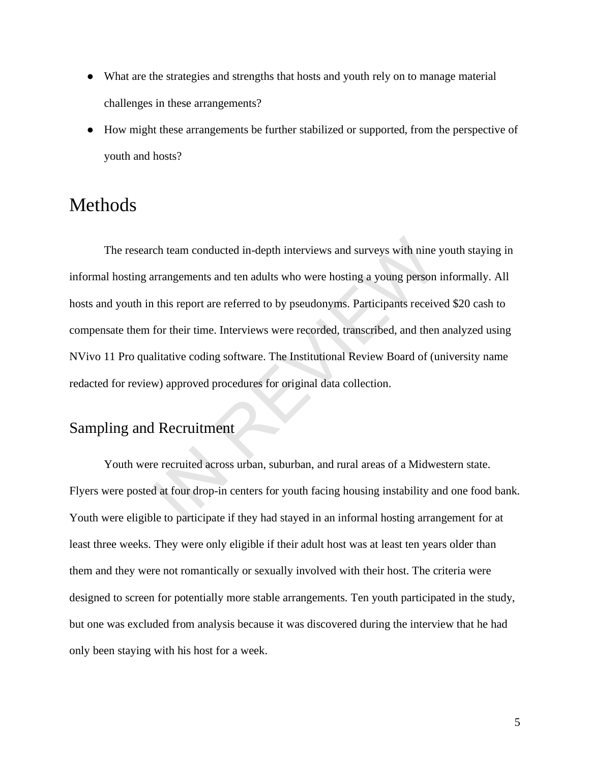- What are the strategies and strengths that hosts and youth rely on to manage material challenges in these arrangements?
- How might these arrangements be further stabilized or supported, from the perspective of youth and hosts?

# Methods

The research team conducted in-depth interviews and surveys with nine youth staying in informal hosting arrangements and ten adults who were hosting a young person informally. All hosts and youth in this report are referred to by pseudonyms. Participants received $20 cash to compensate them for their time. Interviews were recorded, transcribed, and then analyzed using NVivo 11 Pro qualitative coding software. The Institutional Review Board of (university name redacted for review) approved procedures for original data collection.

## Sampling and Recruitment

Youth were recruited across urban, suburban, and rural areas of a Midwestern state. Flyers were posted at four drop-in centers for youth facing housing instability and one food bank. Youth were eligible to participate if they had stayed in an informal hosting arrangement for at least three weeks. They were only eligible if their adult host was at least ten years older than them and they were not romantically or sexually involved with their host. The criteria were designed to screen for potentially more stable arrangements. Ten youth participated in the study, but one was excluded from analysis because it was discovered during the interview that he had only been staying with his host for a week.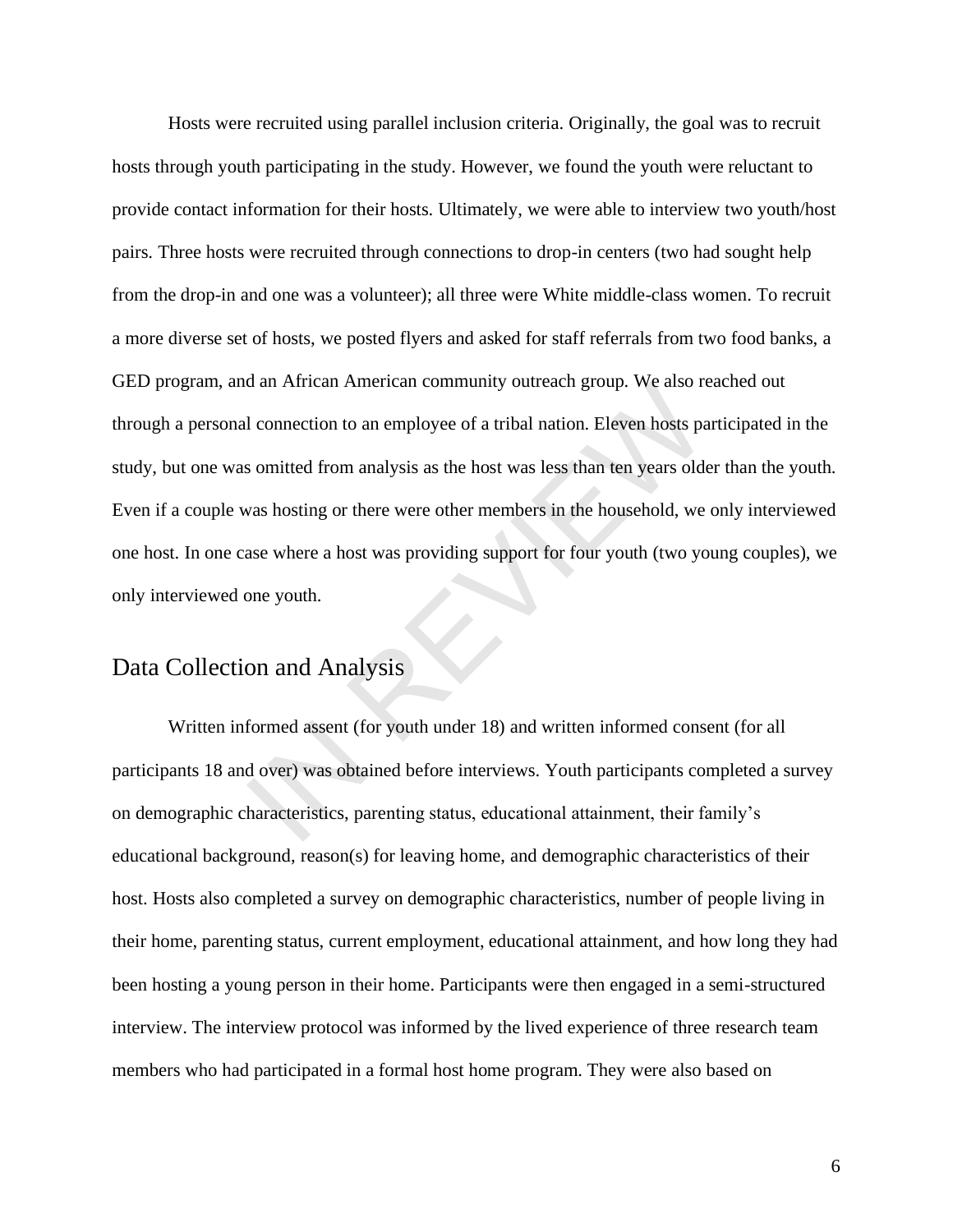Hosts were recruited using parallel inclusion criteria. Originally, the goal was to recruit hosts through youth participating in the study. However, we found the youth were reluctant to provide contact information for their hosts. Ultimately, we were able to interview two youth/host pairs. Three hosts were recruited through connections to drop-in centers (two had sought help from the drop-in and one was a volunteer); all three were White middle-class women. To recruit a more diverse set of hosts, we posted flyers and asked for staff referrals from two food banks, a GED program, and an African American community outreach group. We also reached out through a personal connection to an employee of a tribal nation. Eleven hosts participated in the study, but one was omitted from analysis as the host was less than ten years older than the youth. Even if a couple was hosting or there were other members in the household, we only interviewed one host. In one case where a host was providing support for four youth (two young couples), we only interviewed one youth.

## Data Collection and Analysis

Written informed assent (for youth under 18) and written informed consent (for all participants 18 and over) was obtained before interviews. Youth participants completed a survey on demographic characteristics, parenting status, educational attainment, their family's educational background, reason(s) for leaving home, and demographic characteristics of their host. Hosts also completed a survey on demographic characteristics, number of people living in their home, parenting status, current employment, educational attainment, and how long they had been hosting a young person in their home. Participants were then engaged in a semi-structured interview. The interview protocol was informed by the lived experience of three research team members who had participated in a formal host home program. They were also based on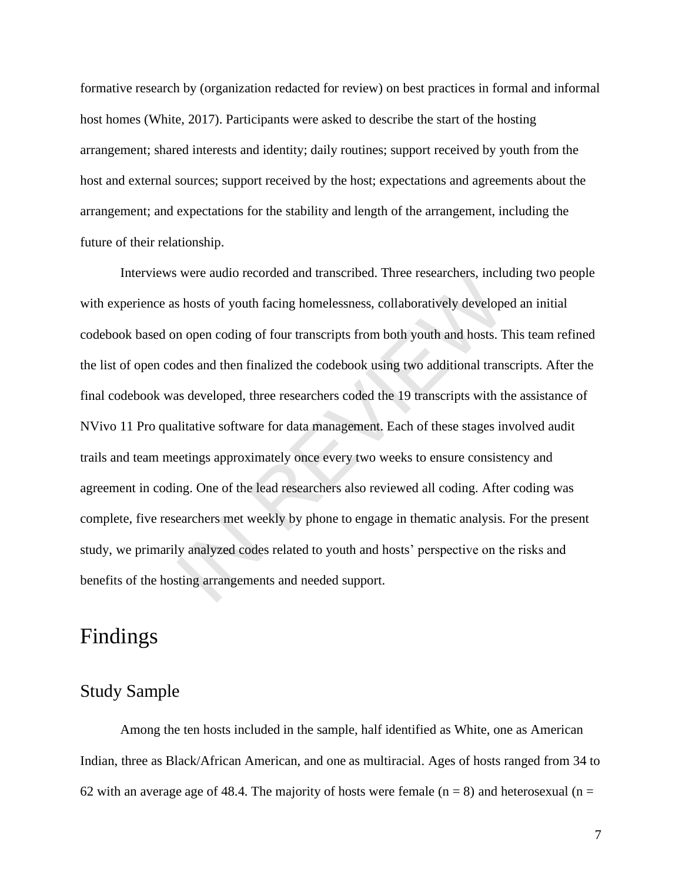formative research by (organization redacted for review) on best practices in formal and informal host homes (White, 2017). Participants were asked to describe the start of the hosting arrangement; shared interests and identity; daily routines; support received by youth from the host and external sources; support received by the host; expectations and agreements about the arrangement; and expectations for the stability and length of the arrangement, including the future of their relationship.

Interviews were audio recorded and transcribed. Three researchers, including two people with experience as hosts of youth facing homelessness, collaboratively developed an initial codebook based on open coding of four transcripts from both youth and hosts. This team refined the list of open codes and then finalized the codebook using two additional transcripts. After the final codebook was developed, three researchers coded the 19 transcripts with the assistance of NVivo 11 Pro qualitative software for data management. Each of these stages involved audit trails and team meetings approximately once every two weeks to ensure consistency and agreement in coding. One of the lead researchers also reviewed all coding. After coding was complete, five researchers met weekly by phone to engage in thematic analysis. For the present study, we primarily analyzed codes related to youth and hosts' perspective on the risks and benefits of the hosting arrangements and needed support.

# Findings

## Study Sample

Among the ten hosts included in the sample, half identified as White, one as American Indian, three as Black/African American, and one as multiracial. Ages of hosts ranged from 34 to 62 with an average age of 48.4. The majority of hosts were female (n = 8) and heterosexual (n =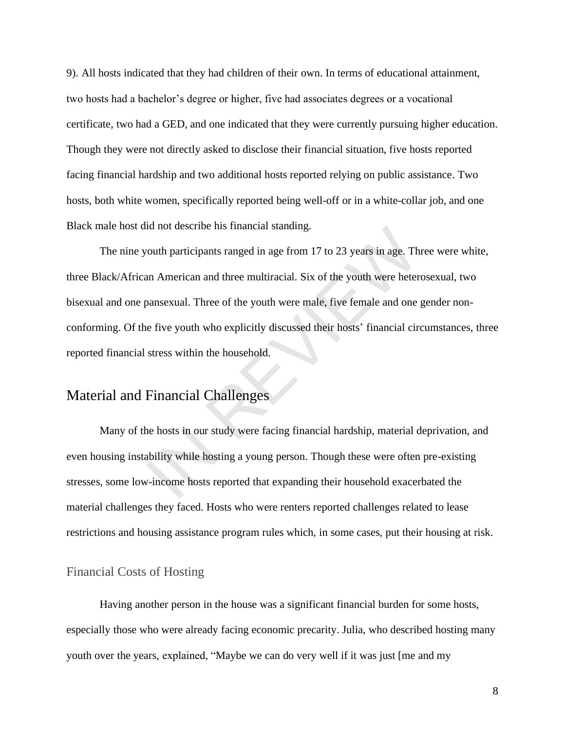9). All hosts indicated that they had children of their own. In terms of educational attainment, two hosts had a bachelor's degree or higher, five had associates degrees or a vocational certificate, two had a GED, and one indicated that they were currently pursuing higher education. Though they were not directly asked to disclose their financial situation, five hosts reported facing financial hardship and two additional hosts reported relying on public assistance. Two hosts, both white women, specifically reported being well-off or in a white-collar job, and one Black male host did not describe his financial standing.

The nine youth participants ranged in age from 17 to 23 years in age. Three were white, three Black/African American and three multiracial. Six of the youth were heterosexual, two bisexual and one pansexual. Three of the youth were male, five female and one gender non-conforming. Of the five youth who explicitly discussed their hosts' financial circumstances, three reported financial stress within the household.

## Material and Financial Challenges

Many of the hosts in our study were facing financial hardship, material deprivation, and even housing instability while hosting a young person. Though these were often pre-existing stresses, some low-income hosts reported that expanding their household exacerbated the material challenges they faced. Hosts who were renters reported challenges related to lease restrictions and housing assistance program rules which, in some cases, put their housing at risk.

### Financial Costs of Hosting

Having another person in the house was a significant financial burden for some hosts, especially those who were already facing economic precarity. Julia, who described hosting many youth over the years, explained, "Maybe we can do very well if it was just [me and my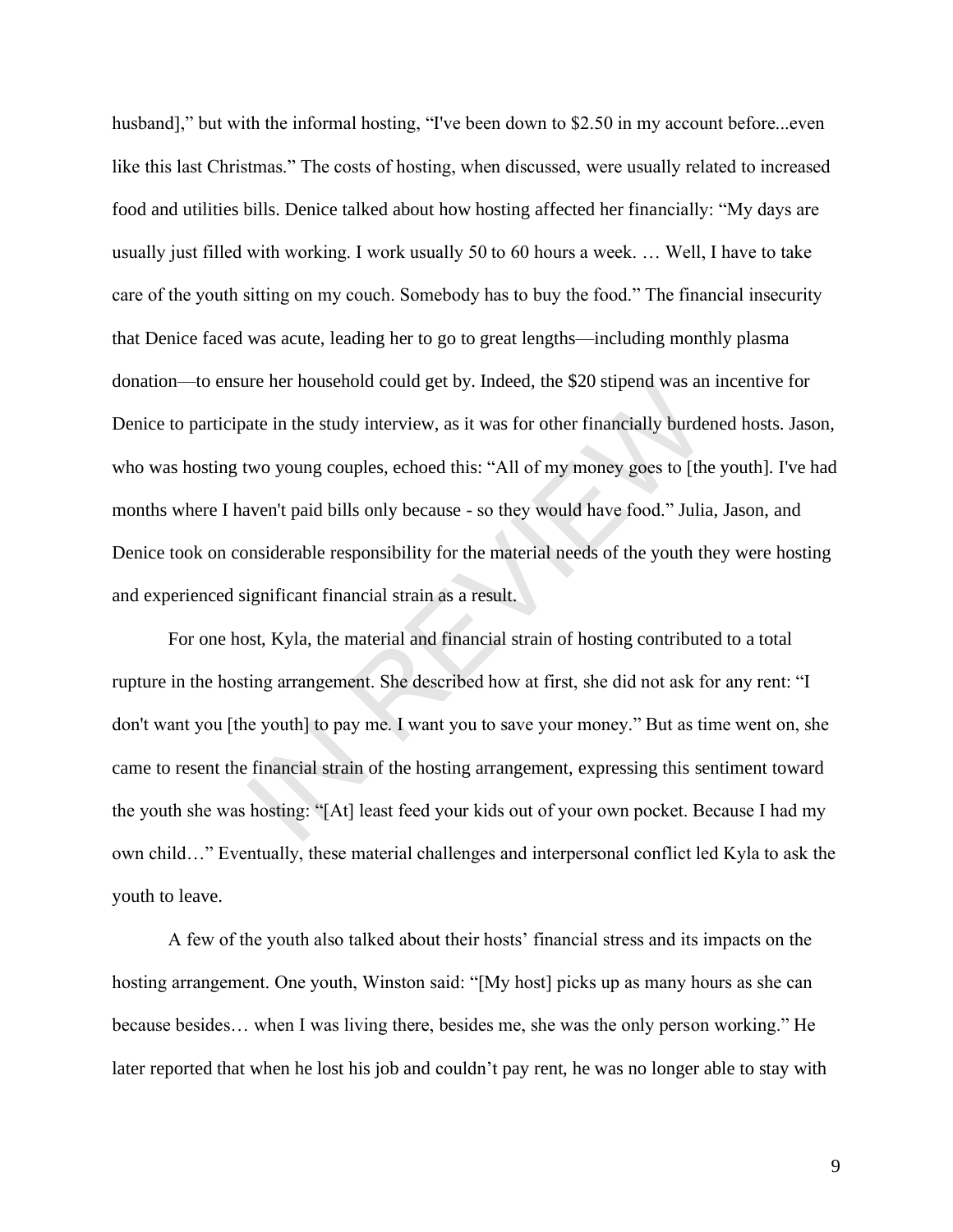husband]," but with the informal hosting, "I've been down to $2.50 in my account before...even like this last Christmas." The costs of hosting, when discussed, were usually related to increased food and utilities bills. Denice talked about how hosting affected her financially: "My days are usually just filled with working. I work usually 50 to 60 hours a week. … Well, I have to take care of the youth sitting on my couch. Somebody has to buy the food." The financial insecurity that Denice faced was acute, leading her to go to great lengths—including monthly plasma donation—to ensure her household could get by. Indeed, the $20 stipend was an incentive for Denice to participate in the study interview, as it was for other financially burdened hosts. Jason, who was hosting two young couples, echoed this: "All of my money goes to [the youth]. I've had months where I haven't paid bills only because - so they would have food." Julia, Jason, and Denice took on considerable responsibility for the material needs of the youth they were hosting and experienced significant financial strain as a result.

For one host, Kyla, the material and financial strain of hosting contributed to a total rupture in the hosting arrangement. She described how at first, she did not ask for any rent: "I don't want you [the youth] to pay me. I want you to save your money." But as time went on, she came to resent the financial strain of the hosting arrangement, expressing this sentiment toward the youth she was hosting: "[At] least feed your kids out of your own pocket. Because I had my own child…" Eventually, these material challenges and interpersonal conflict led Kyla to ask the youth to leave.

A few of the youth also talked about their hosts' financial stress and its impacts on the hosting arrangement. One youth, Winston said: "[My host] picks up as many hours as she can because besides… when I was living there, besides me, she was the only person working." He later reported that when he lost his job and couldn't pay rent, he was no longer able to stay with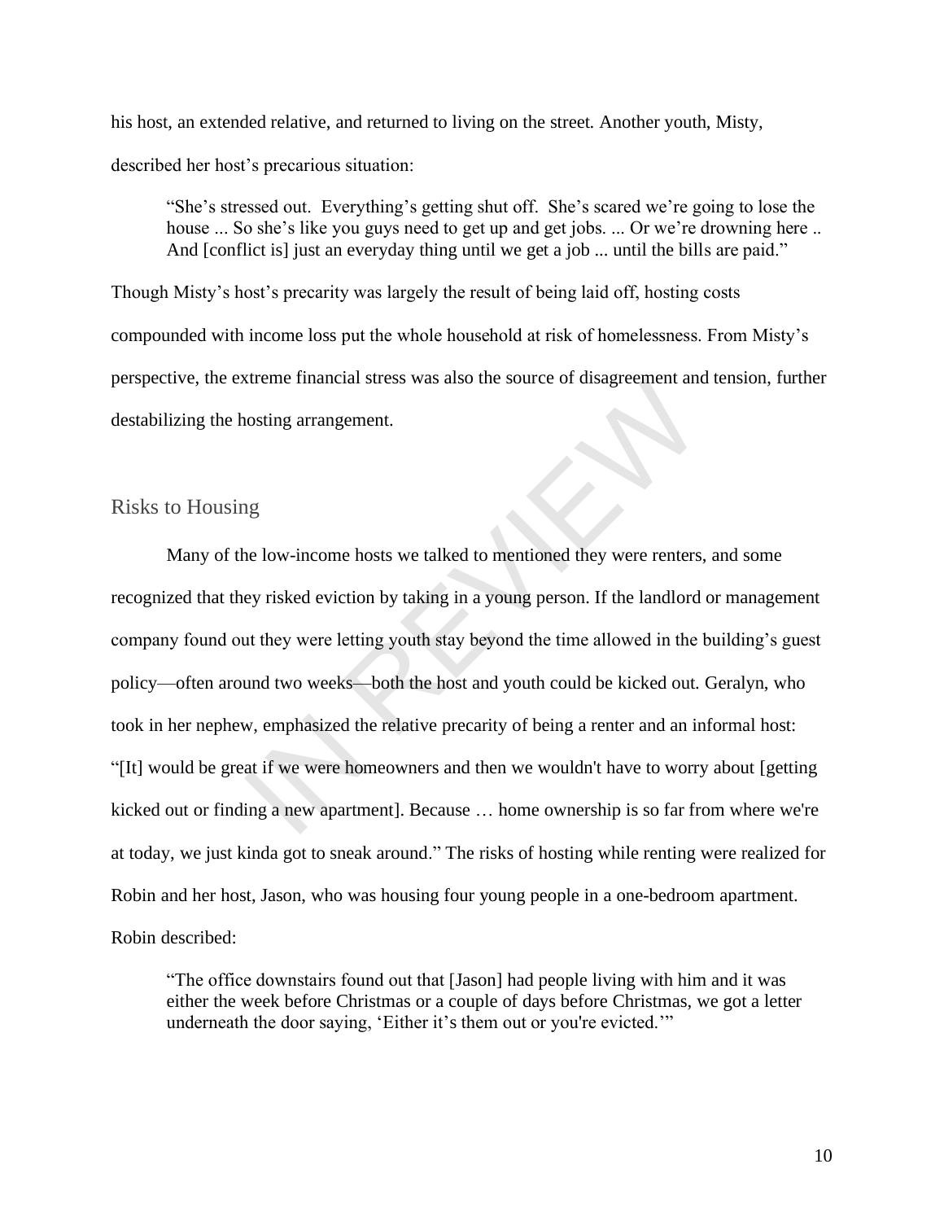his host, an extended relative, and returned to living on the street. Another youth, Misty, described her host's precarious situation:

> "She's stressed out. Everything's getting shut off. She's scared we're going to lose the house ... So she's like you guys need to get up and get jobs. ... Or we're drowning here .. And [conflict is] just an everyday thing until we get a job ... until the bills are paid."

Though Misty's host's precarity was largely the result of being laid off, hosting costs compounded with income loss put the whole household at risk of homelessness. From Misty's perspective, the extreme financial stress was also the source of disagreement and tension, further destabilizing the hosting arrangement.

## Risks to Housing

Many of the low-income hosts we talked to mentioned they were renters, and some recognized that they risked eviction by taking in a young person. If the landlord or management company found out they were letting youth stay beyond the time allowed in the building's guest policy—often around two weeks—both the host and youth could be kicked out. Geralyn, who took in her nephew, emphasized the relative precarity of being a renter and an informal host: "[It] would be great if we were homeowners and then we wouldn't have to worry about [getting kicked out or finding a new apartment]. Because … home ownership is so far from where we're at today, we just kinda got to sneak around." The risks of hosting while renting were realized for Robin and her host, Jason, who was housing four young people in a one-bedroom apartment. Robin described:

> "The office downstairs found out that [Jason] had people living with him and it was either the week before Christmas or a couple of days before Christmas, we got a letter underneath the door saying, 'Either it's them out or you're evicted.'"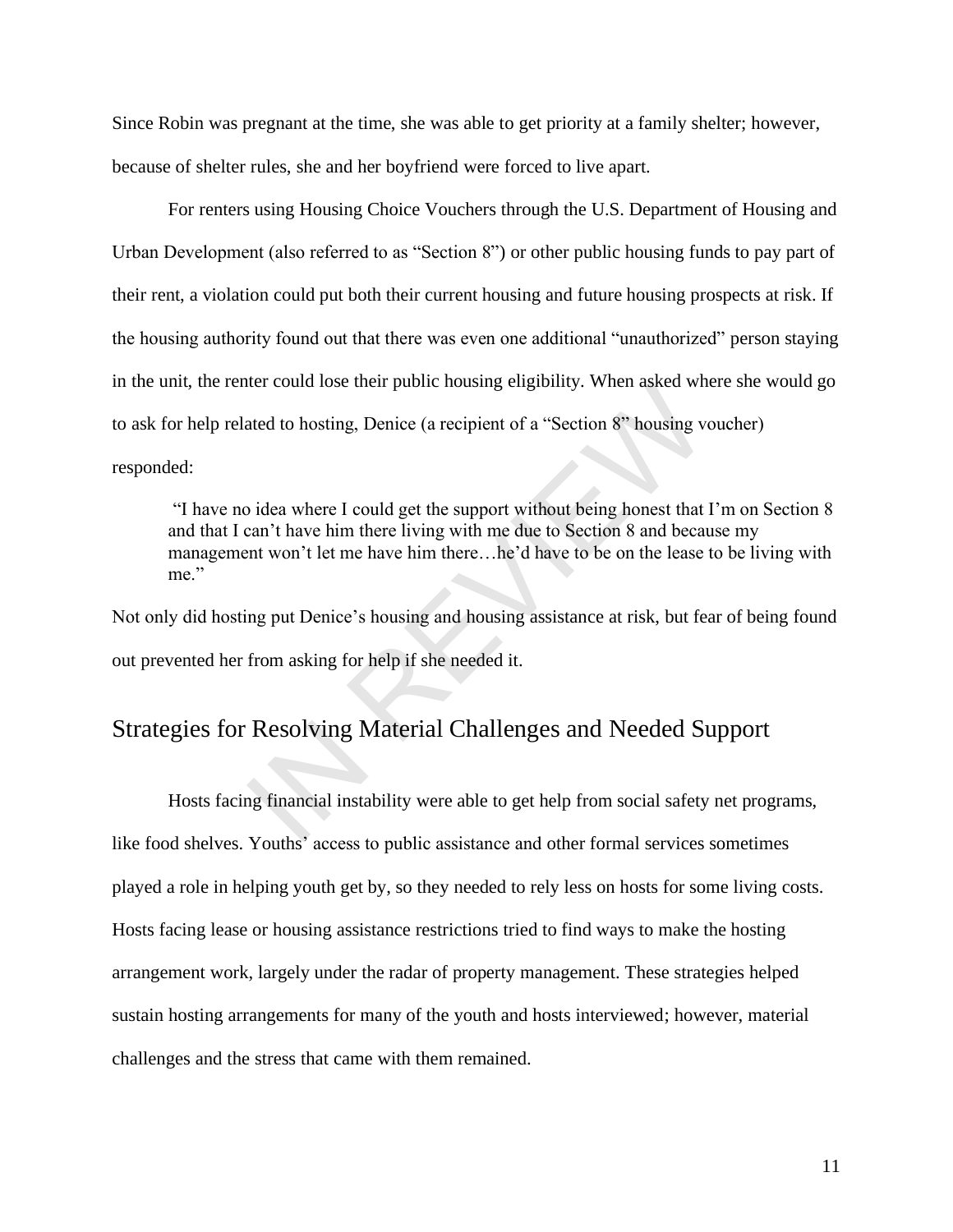Since Robin was pregnant at the time, she was able to get priority at a family shelter; however, because of shelter rules, she and her boyfriend were forced to live apart.

For renters using Housing Choice Vouchers through the U.S. Department of Housing and Urban Development (also referred to as "Section 8") or other public housing funds to pay part of their rent, a violation could put both their current housing and future housing prospects at risk. If the housing authority found out that there was even one additional "unauthorized" person staying in the unit, the renter could lose their public housing eligibility. When asked where she would go to ask for help related to hosting, Denice (a recipient of a "Section 8" housing voucher) responded:

> "I have no idea where I could get the support without being honest that I'm on Section 8 and that I can't have him there living with me due to Section 8 and because my management won't let me have him there…he'd have to be on the lease to be living with me."

Not only did hosting put Denice's housing and housing assistance at risk, but fear of being found out prevented her from asking for help if she needed it.

## Strategies for Resolving Material Challenges and Needed Support

Hosts facing financial instability were able to get help from social safety net programs, like food shelves. Youths' access to public assistance and other formal services sometimes played a role in helping youth get by, so they needed to rely less on hosts for some living costs. Hosts facing lease or housing assistance restrictions tried to find ways to make the hosting arrangement work, largely under the radar of property management. These strategies helped sustain hosting arrangements for many of the youth and hosts interviewed; however, material challenges and the stress that came with them remained.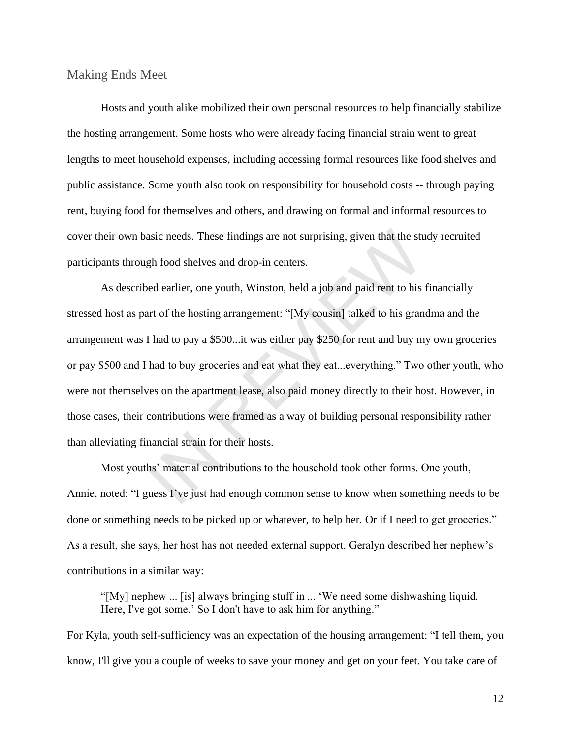## Making Ends Meet

Hosts and youth alike mobilized their own personal resources to help financially stabilize the hosting arrangement. Some hosts who were already facing financial strain went to great lengths to meet household expenses, including accessing formal resources like food shelves and public assistance. Some youth also took on responsibility for household costs -- through paying rent, buying food for themselves and others, and drawing on formal and informal resources to cover their own basic needs. These findings are not surprising, given that the study recruited participants through food shelves and drop-in centers.

As described earlier, one youth, Winston, held a job and paid rent to his financially stressed host as part of the hosting arrangement: "[My cousin] talked to his grandma and the arrangement was I had to pay a $500...it was either pay $250 for rent and buy my own groceries or pay $500 and I had to buy groceries and eat what they eat...everything." Two other youth, who were not themselves on the apartment lease, also paid money directly to their host. However, in those cases, their contributions were framed as a way of building personal responsibility rather than alleviating financial strain for their hosts.

Most youths' material contributions to the household took other forms. One youth, Annie, noted: "I guess I've just had enough common sense to know when something needs to be done or something needs to be picked up or whatever, to help her. Or if I need to get groceries." As a result, she says, her host has not needed external support. Geralyn described her nephew's contributions in a similar way:

> "[My] nephew ... [is] always bringing stuff in ... 'We need some dishwashing liquid. Here, I've got some.' So I don't have to ask him for anything."

For Kyla, youth self-sufficiency was an expectation of the housing arrangement: "I tell them, you know, I'll give you a couple of weeks to save your money and get on your feet. You take care of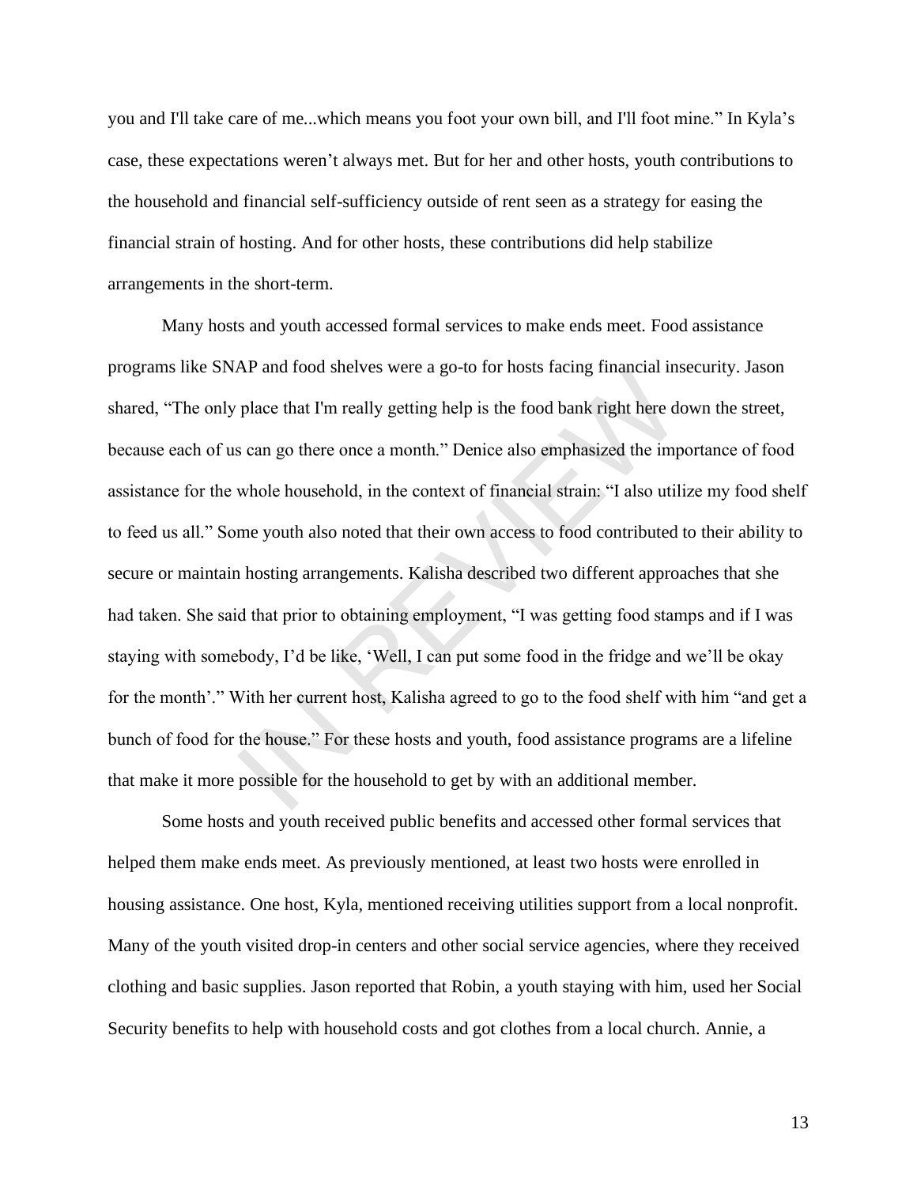you and I'll take care of me...which means you foot your own bill, and I'll foot mine." In Kyla's case, these expectations weren't always met. But for her and other hosts, youth contributions to the household and financial self-sufficiency outside of rent seen as a strategy for easing the financial strain of hosting. And for other hosts, these contributions did help stabilize arrangements in the short-term.

Many hosts and youth accessed formal services to make ends meet. Food assistance programs like SNAP and food shelves were a go-to for hosts facing financial insecurity. Jason shared, "The only place that I'm really getting help is the food bank right here down the street, because each of us can go there once a month." Denice also emphasized the importance of food assistance for the whole household, in the context of financial strain: "I also utilize my food shelf to feed us all." Some youth also noted that their own access to food contributed to their ability to secure or maintain hosting arrangements. Kalisha described two different approaches that she had taken. She said that prior to obtaining employment, "I was getting food stamps and if I was staying with somebody, I'd be like, 'Well, I can put some food in the fridge and we'll be okay for the month'." With her current host, Kalisha agreed to go to the food shelf with him "and get a bunch of food for the house." For these hosts and youth, food assistance programs are a lifeline that make it more possible for the household to get by with an additional member.

Some hosts and youth received public benefits and accessed other formal services that helped them make ends meet. As previously mentioned, at least two hosts were enrolled in housing assistance. One host, Kyla, mentioned receiving utilities support from a local nonprofit. Many of the youth visited drop-in centers and other social service agencies, where they received clothing and basic supplies. Jason reported that Robin, a youth staying with him, used her Social Security benefits to help with household costs and got clothes from a local church. Annie, a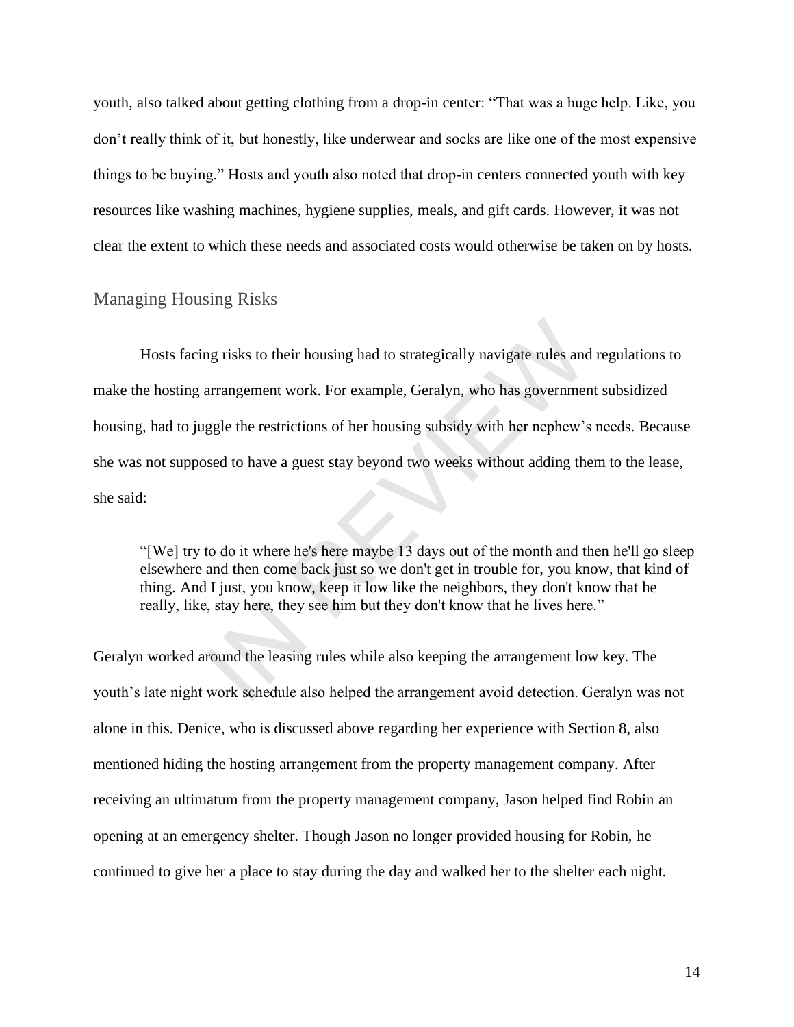youth, also talked about getting clothing from a drop-in center: "That was a huge help. Like, you don't really think of it, but honestly, like underwear and socks are like one of the most expensive things to be buying." Hosts and youth also noted that drop-in centers connected youth with key resources like washing machines, hygiene supplies, meals, and gift cards. However, it was not clear the extent to which these needs and associated costs would otherwise be taken on by hosts.

## Managing Housing Risks

Hosts facing risks to their housing had to strategically navigate rules and regulations to make the hosting arrangement work. For example, Geralyn, who has government subsidized housing, had to juggle the restrictions of her housing subsidy with her nephew's needs. Because she was not supposed to have a guest stay beyond two weeks without adding them to the lease, she said:

> "[We] try to do it where he's here maybe 13 days out of the month and then he'll go sleep elsewhere and then come back just so we don't get in trouble for, you know, that kind of thing. And I just, you know, keep it low like the neighbors, they don't know that he really, like, stay here, they see him but they don't know that he lives here."

Geralyn worked around the leasing rules while also keeping the arrangement low key. The youth's late night work schedule also helped the arrangement avoid detection. Geralyn was not alone in this. Denice, who is discussed above regarding her experience with Section 8, also mentioned hiding the hosting arrangement from the property management company. After receiving an ultimatum from the property management company, Jason helped find Robin an opening at an emergency shelter. Though Jason no longer provided housing for Robin, he continued to give her a place to stay during the day and walked her to the shelter each night.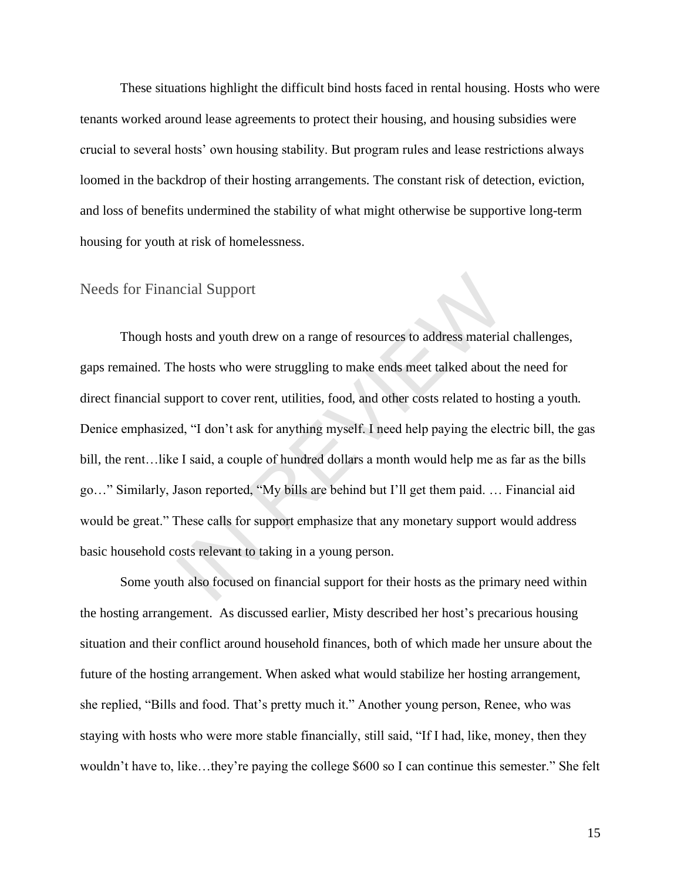These situations highlight the difficult bind hosts faced in rental housing. Hosts who were tenants worked around lease agreements to protect their housing, and housing subsidies were crucial to several hosts' own housing stability. But program rules and lease restrictions always loomed in the backdrop of their hosting arrangements. The constant risk of detection, eviction, and loss of benefits undermined the stability of what might otherwise be supportive long-term housing for youth at risk of homelessness.

## Needs for Financial Support

Though hosts and youth drew on a range of resources to address material challenges, gaps remained. The hosts who were struggling to make ends meet talked about the need for direct financial support to cover rent, utilities, food, and other costs related to hosting a youth. Denice emphasized, "I don't ask for anything myself. I need help paying the electric bill, the gas bill, the rent…like I said, a couple of hundred dollars a month would help me as far as the bills go…" Similarly, Jason reported, "My bills are behind but I'll get them paid. … Financial aid would be great." These calls for support emphasize that any monetary support would address basic household costs relevant to taking in a young person.

Some youth also focused on financial support for their hosts as the primary need within the hosting arrangement. As discussed earlier, Misty described her host's precarious housing situation and their conflict around household finances, both of which made her unsure about the future of the hosting arrangement. When asked what would stabilize her hosting arrangement, she replied, "Bills and food. That's pretty much it." Another young person, Renee, who was staying with hosts who were more stable financially, still said, "If I had, like, money, then they wouldn't have to, like…they're paying the college $600 so I can continue this semester." She felt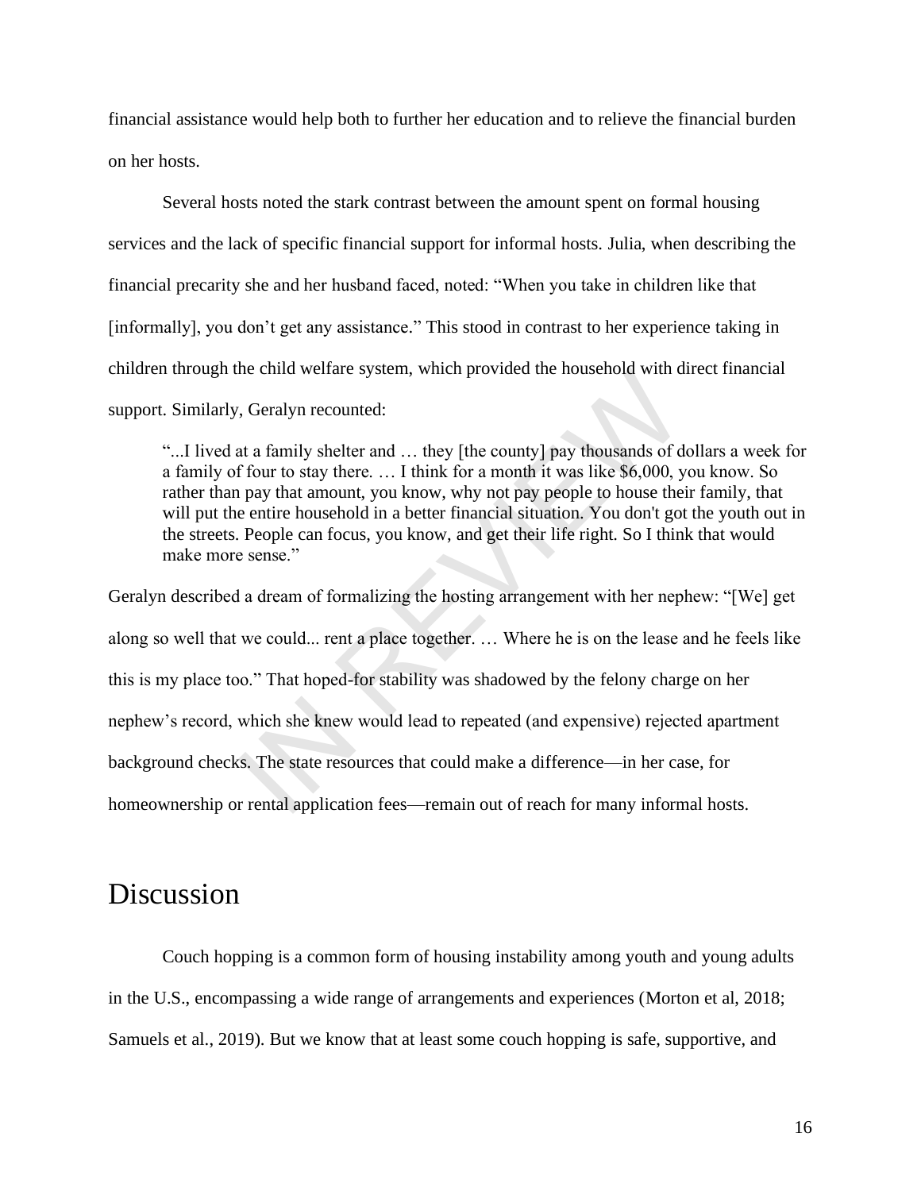financial assistance would help both to further her education and to relieve the financial burden on her hosts.

Several hosts noted the stark contrast between the amount spent on formal housing services and the lack of specific financial support for informal hosts. Julia, when describing the financial precarity she and her husband faced, noted: "When you take in children like that [informally], you don't get any assistance." This stood in contrast to her experience taking in children through the child welfare system, which provided the household with direct financial support. Similarly, Geralyn recounted:

> "...I lived at a family shelter and … they [the county] pay thousands of dollars a week for a family of four to stay there. … I think for a month it was like $6,000, you know. So rather than pay that amount, you know, why not pay people to house their family, that will put the entire household in a better financial situation. You don't got the youth out in the streets. People can focus, you know, and get their life right. So I think that would make more sense."

Geralyn described a dream of formalizing the hosting arrangement with her nephew: "[We] get along so well that we could... rent a place together. … Where he is on the lease and he feels like this is my place too." That hoped-for stability was shadowed by the felony charge on her nephew's record, which she knew would lead to repeated (and expensive) rejected apartment background checks. The state resources that could make a difference—in her case, for homeownership or rental application fees—remain out of reach for many informal hosts.

# Discussion

Couch hopping is a common form of housing instability among youth and young adults in the U.S., encompassing a wide range of arrangements and experiences (Morton et al, 2018; Samuels et al., 2019). But we know that at least some couch hopping is safe, supportive, and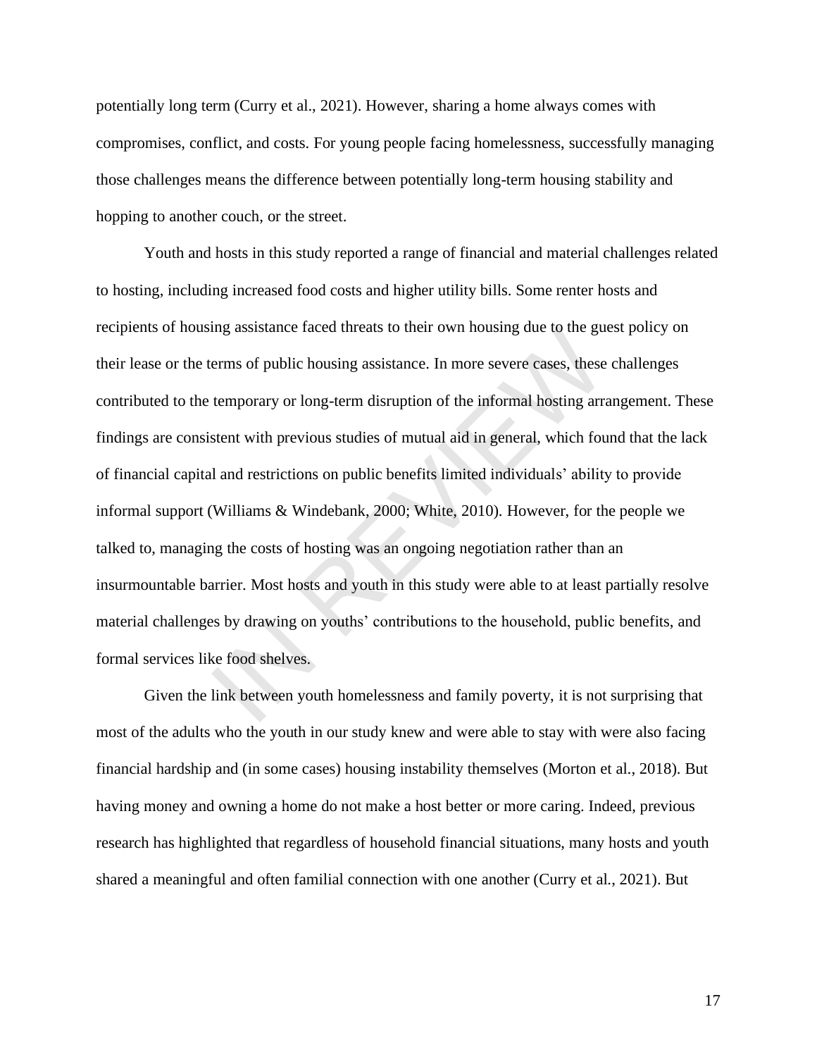potentially long term (Curry et al., 2021). However, sharing a home always comes with compromises, conflict, and costs. For young people facing homelessness, successfully managing those challenges means the difference between potentially long-term housing stability and hopping to another couch, or the street.

Youth and hosts in this study reported a range of financial and material challenges related to hosting, including increased food costs and higher utility bills. Some renter hosts and recipients of housing assistance faced threats to their own housing due to the guest policy on their lease or the terms of public housing assistance. In more severe cases, these challenges contributed to the temporary or long-term disruption of the informal hosting arrangement. These findings are consistent with previous studies of mutual aid in general, which found that the lack of financial capital and restrictions on public benefits limited individuals' ability to provide informal support (Williams & Windebank, 2000; White, 2010). However, for the people we talked to, managing the costs of hosting was an ongoing negotiation rather than an insurmountable barrier. Most hosts and youth in this study were able to at least partially resolve material challenges by drawing on youths' contributions to the household, public benefits, and formal services like food shelves.

Given the link between youth homelessness and family poverty, it is not surprising that most of the adults who the youth in our study knew and were able to stay with were also facing financial hardship and (in some cases) housing instability themselves (Morton et al., 2018). But having money and owning a home do not make a host better or more caring. Indeed, previous research has highlighted that regardless of household financial situations, many hosts and youth shared a meaningful and often familial connection with one another (Curry et al., 2021). But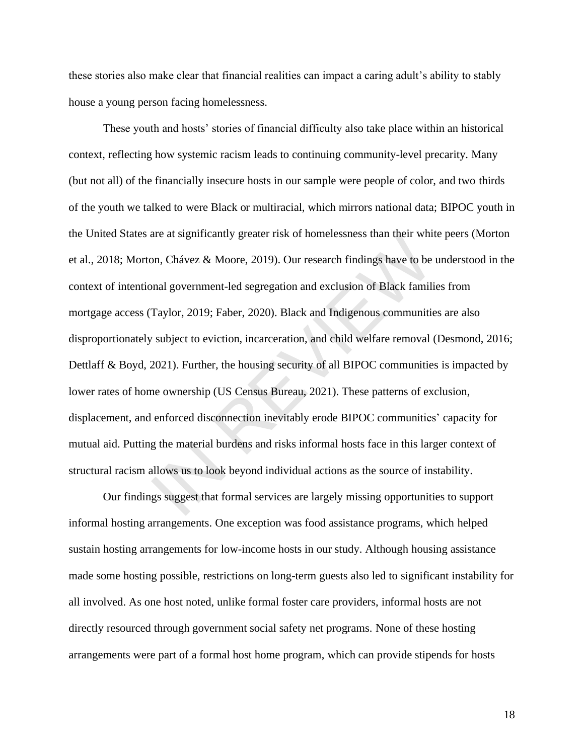these stories also make clear that financial realities can impact a caring adult's ability to stably house a young person facing homelessness.

These youth and hosts' stories of financial difficulty also take place within an historical context, reflecting how systemic racism leads to continuing community-level precarity. Many (but not all) of the financially insecure hosts in our sample were people of color, and two thirds of the youth we talked to were Black or multiracial, which mirrors national data; BIPOC youth in the United States are at significantly greater risk of homelessness than their white peers (Morton et al., 2018; Morton, Chávez & Moore, 2019). Our research findings have to be understood in the context of intentional government-led segregation and exclusion of Black families from mortgage access (Taylor, 2019; Faber, 2020). Black and Indigenous communities are also disproportionately subject to eviction, incarceration, and child welfare removal (Desmond, 2016; Dettlaff & Boyd, 2021). Further, the housing security of all BIPOC communities is impacted by lower rates of home ownership (US Census Bureau, 2021). These patterns of exclusion, displacement, and enforced disconnection inevitably erode BIPOC communities' capacity for mutual aid. Putting the material burdens and risks informal hosts face in this larger context of structural racism allows us to look beyond individual actions as the source of instability.

Our findings suggest that formal services are largely missing opportunities to support informal hosting arrangements. One exception was food assistance programs, which helped sustain hosting arrangements for low-income hosts in our study. Although housing assistance made some hosting possible, restrictions on long-term guests also led to significant instability for all involved. As one host noted, unlike formal foster care providers, informal hosts are not directly resourced through government social safety net programs. None of these hosting arrangements were part of a formal host home program, which can provide stipends for hosts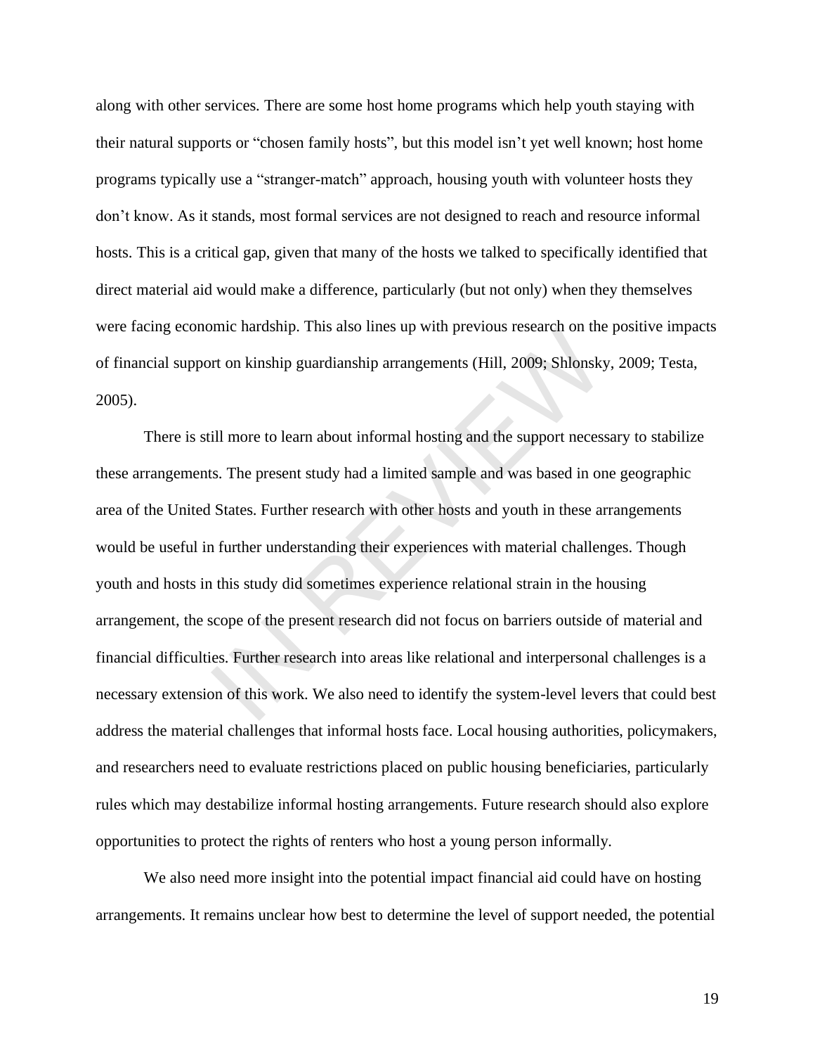along with other services. There are some host home programs which help youth staying with their natural supports or "chosen family hosts", but this model isn't yet well known; host home programs typically use a "stranger-match" approach, housing youth with volunteer hosts they don't know. As it stands, most formal services are not designed to reach and resource informal hosts. This is a critical gap, given that many of the hosts we talked to specifically identified that direct material aid would make a difference, particularly (but not only) when they themselves were facing economic hardship. This also lines up with previous research on the positive impacts of financial support on kinship guardianship arrangements (Hill, 2009; Shlonsky, 2009; Testa, 2005).

There is still more to learn about informal hosting and the support necessary to stabilize these arrangements. The present study had a limited sample and was based in one geographic area of the United States. Further research with other hosts and youth in these arrangements would be useful in further understanding their experiences with material challenges. Though youth and hosts in this study did sometimes experience relational strain in the housing arrangement, the scope of the present research did not focus on barriers outside of material and financial difficulties. Further research into areas like relational and interpersonal challenges is a necessary extension of this work. We also need to identify the system-level levers that could best address the material challenges that informal hosts face. Local housing authorities, policymakers, and researchers need to evaluate restrictions placed on public housing beneficiaries, particularly rules which may destabilize informal hosting arrangements. Future research should also explore opportunities to protect the rights of renters who host a young person informally.

We also need more insight into the potential impact financial aid could have on hosting arrangements. It remains unclear how best to determine the level of support needed, the potential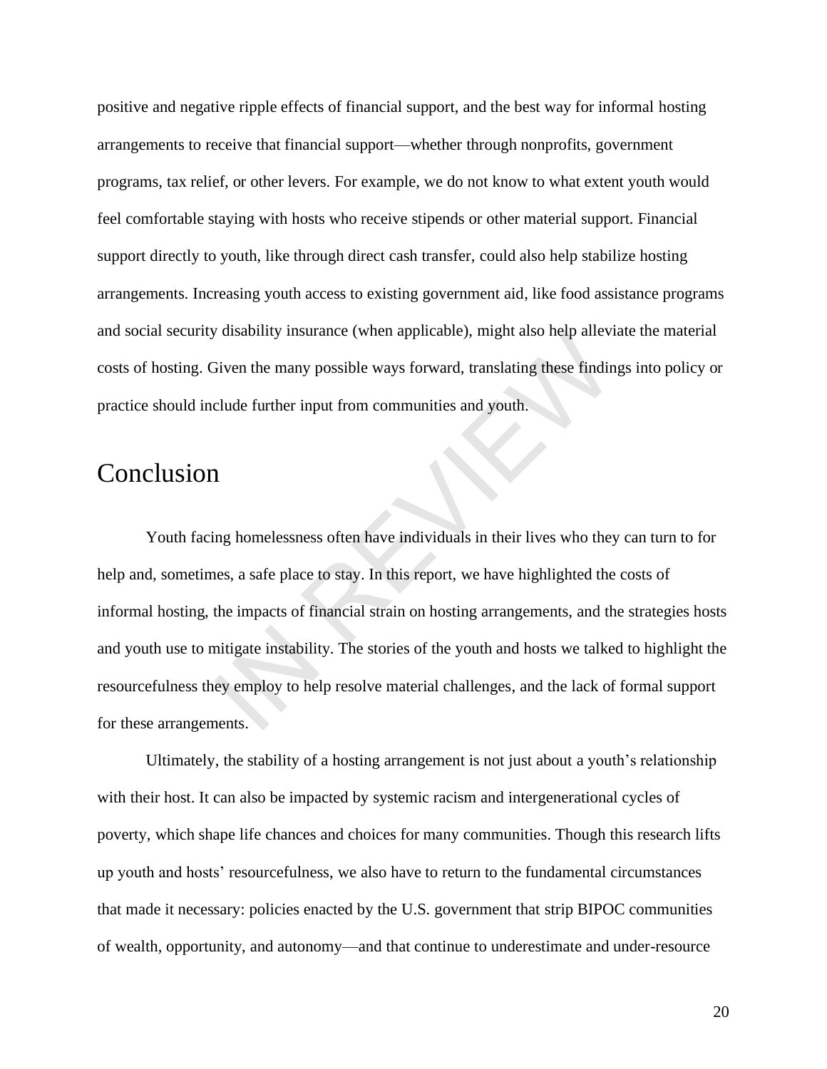positive and negative ripple effects of financial support, and the best way for informal hosting arrangements to receive that financial support—whether through nonprofits, government programs, tax relief, or other levers. For example, we do not know to what extent youth would feel comfortable staying with hosts who receive stipends or other material support. Financial support directly to youth, like through direct cash transfer, could also help stabilize hosting arrangements. Increasing youth access to existing government aid, like food assistance programs and social security disability insurance (when applicable), might also help alleviate the material costs of hosting. Given the many possible ways forward, translating these findings into policy or practice should include further input from communities and youth.

# Conclusion

Youth facing homelessness often have individuals in their lives who they can turn to for help and, sometimes, a safe place to stay. In this report, we have highlighted the costs of informal hosting, the impacts of financial strain on hosting arrangements, and the strategies hosts and youth use to mitigate instability. The stories of the youth and hosts we talked to highlight the resourcefulness they employ to help resolve material challenges, and the lack of formal support for these arrangements.

Ultimately, the stability of a hosting arrangement is not just about a youth's relationship with their host. It can also be impacted by systemic racism and intergenerational cycles of poverty, which shape life chances and choices for many communities. Though this research lifts up youth and hosts' resourcefulness, we also have to return to the fundamental circumstances that made it necessary: policies enacted by the U.S. government that strip BIPOC communities of wealth, opportunity, and autonomy—and that continue to underestimate and under-resource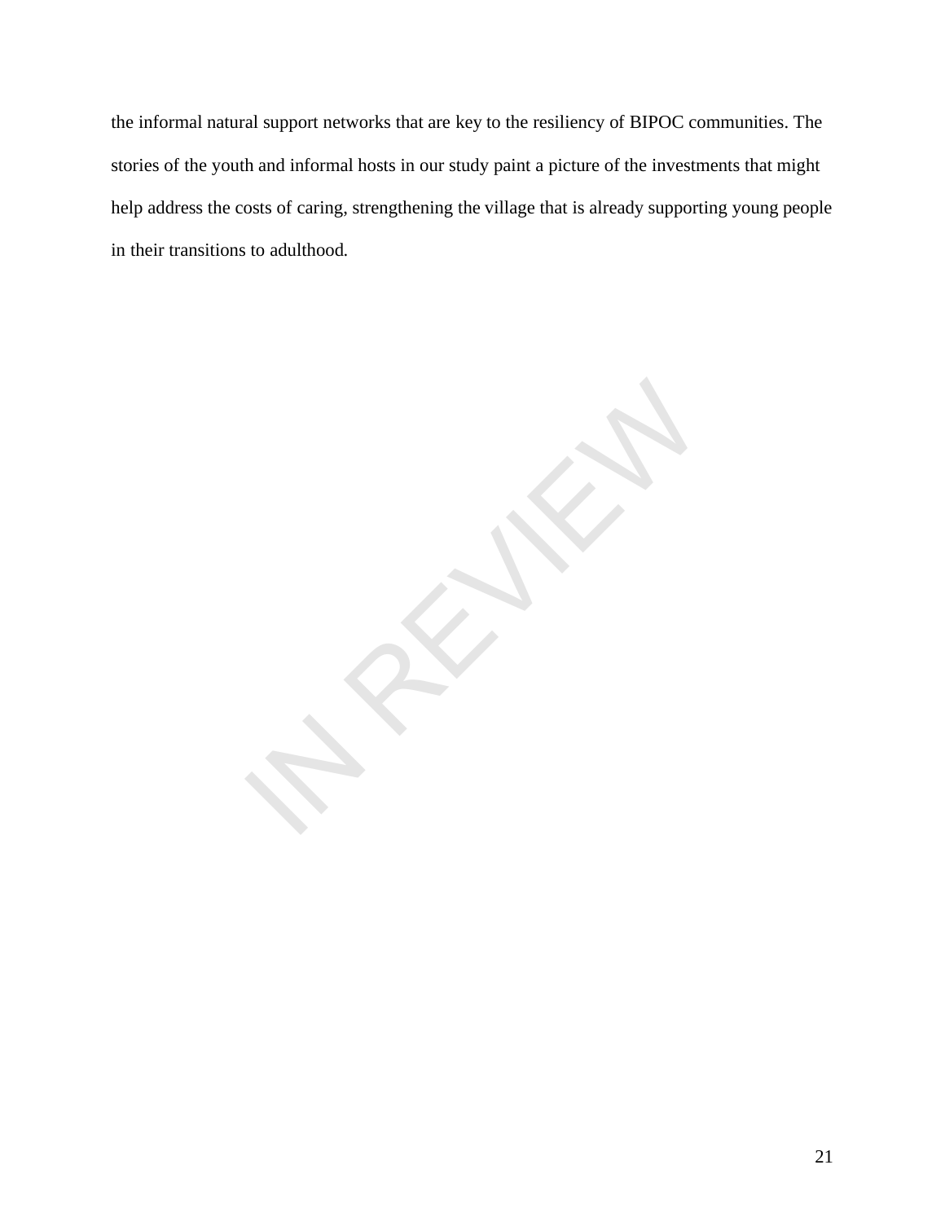the informal natural support networks that are key to the resiliency of BIPOC communities. The stories of the youth and informal hosts in our study paint a picture of the investments that might help address the costs of caring, strengthening the village that is already supporting young people in their transitions to adulthood.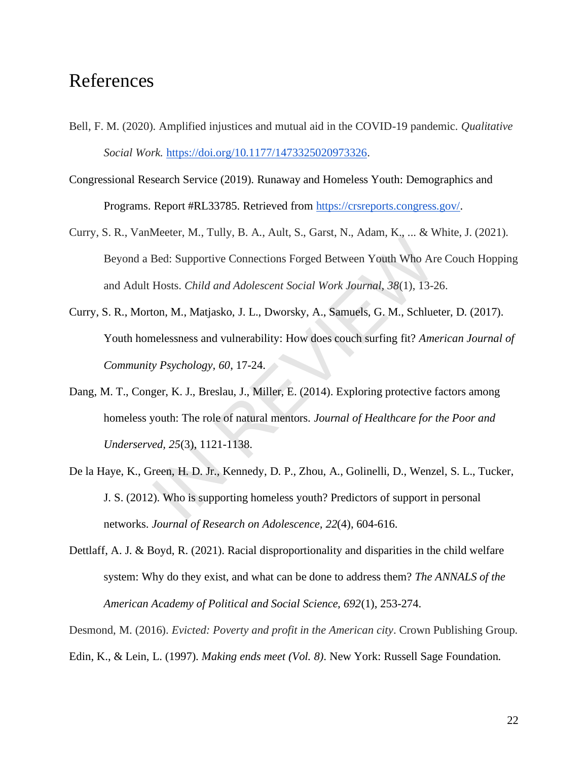# References

Bell, F. M. (2020). Amplified injustices and mutual aid in the COVID-19 pandemic. *Qualitative Social Work.* https://doi.org/10.1177/1473325020973326.

Congressional Research Service (2019). Runaway and Homeless Youth: Demographics and Programs. Report #RL33785. Retrieved from https://crsreports.congress.gov/.

Curry, S. R., VanMeeter, M., Tully, B. A., Ault, S., Garst, N., Adam, K., ... & White, J. (2021). Beyond a Bed: Supportive Connections Forged Between Youth Who Are Couch Hopping and Adult Hosts. *Child and Adolescent Social Work Journal*, *38*(1), 13-26.

Curry, S. R., Morton, M., Matjasko, J. L., Dworsky, A., Samuels, G. M., Schlueter, D. (2017). Youth homelessness and vulnerability: How does couch surfing fit? *American Journal of Community Psychology*, *60*, 17-24.

Dang, M. T., Conger, K. J., Breslau, J., Miller, E. (2014). Exploring protective factors among homeless youth: The role of natural mentors. *Journal of Healthcare for the Poor and Underserved*, *25*(3), 1121-1138.

De la Haye, K., Green, H. D. Jr., Kennedy, D. P., Zhou, A., Golinelli, D., Wenzel, S. L., Tucker, J. S. (2012). Who is supporting homeless youth? Predictors of support in personal networks. *Journal of Research on Adolescence*, *22*(4), 604-616.

Dettlaff, A. J. & Boyd, R. (2021). Racial disproportionality and disparities in the child welfare system: Why do they exist, and what can be done to address them? *The ANNALS of the American Academy of Political and Social Science*, *692*(1), 253-274.

Desmond, M. (2016). *Evicted: Poverty and profit in the American city*. Crown Publishing Group.

Edin, K., & Lein, L. (1997). *Making ends meet (Vol. 8)*. New York: Russell Sage Foundation.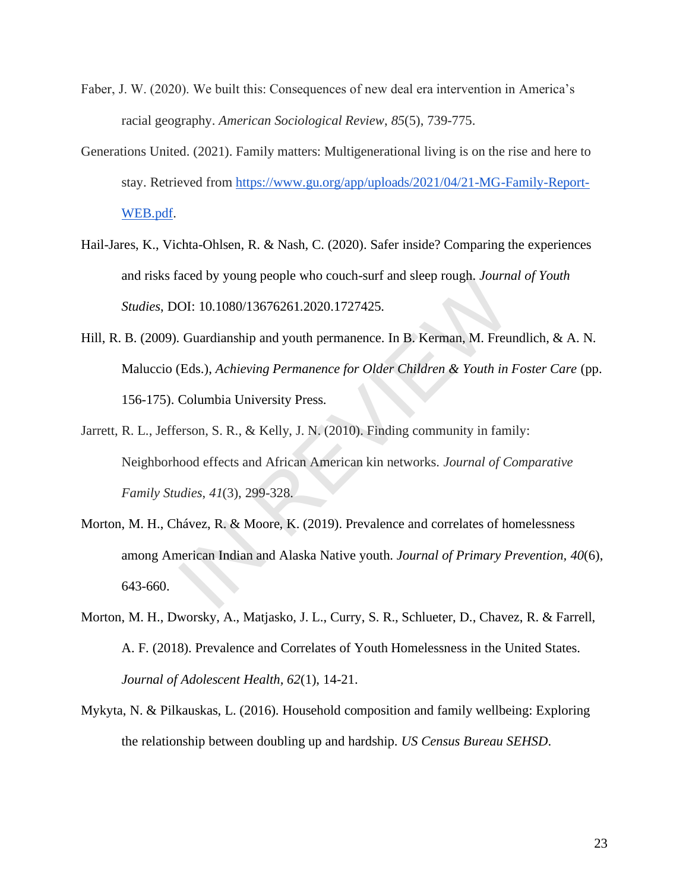Faber, J. W. (2020). We built this: Consequences of new deal era intervention in America's racial geography. *American Sociological Review*, *85*(5), 739-775.

Generations United. (2021). Family matters: Multigenerational living is on the rise and here to stay. Retrieved from https://www.gu.org/app/uploads/2021/04/21-MG-Family-Report-WEB.pdf.

Hail-Jares, K., Vichta-Ohlsen, R. & Nash, C. (2020). Safer inside? Comparing the experiences and risks faced by young people who couch-surf and sleep rough. *Journal of Youth Studies*, DOI: 10.1080/13676261.2020.1727425.

Hill, R. B. (2009). Guardianship and youth permanence. In B. Kerman, M. Freundlich, & A. N. Maluccio (Eds.), *Achieving Permanence for Older Children & Youth in Foster Care* (pp. 156-175). Columbia University Press.

Jarrett, R. L., Jefferson, S. R., & Kelly, J. N. (2010). Finding community in family: Neighborhood effects and African American kin networks. *Journal of Comparative Family Studies*, *41*(3), 299-328.

Morton, M. H., Chávez, R. & Moore, K. (2019). Prevalence and correlates of homelessness among American Indian and Alaska Native youth. *Journal of Primary Prevention, 40*(6), 643-660.

Morton, M. H., Dworsky, A., Matjasko, J. L., Curry, S. R., Schlueter, D., Chavez, R. & Farrell, A. F. (2018). Prevalence and Correlates of Youth Homelessness in the United States. *Journal of Adolescent Health*, *62*(1), 14-21.

Mykyta, N. & Pilkauskas, L. (2016). Household composition and family wellbeing: Exploring the relationship between doubling up and hardship. *US Census Bureau SEHSD*.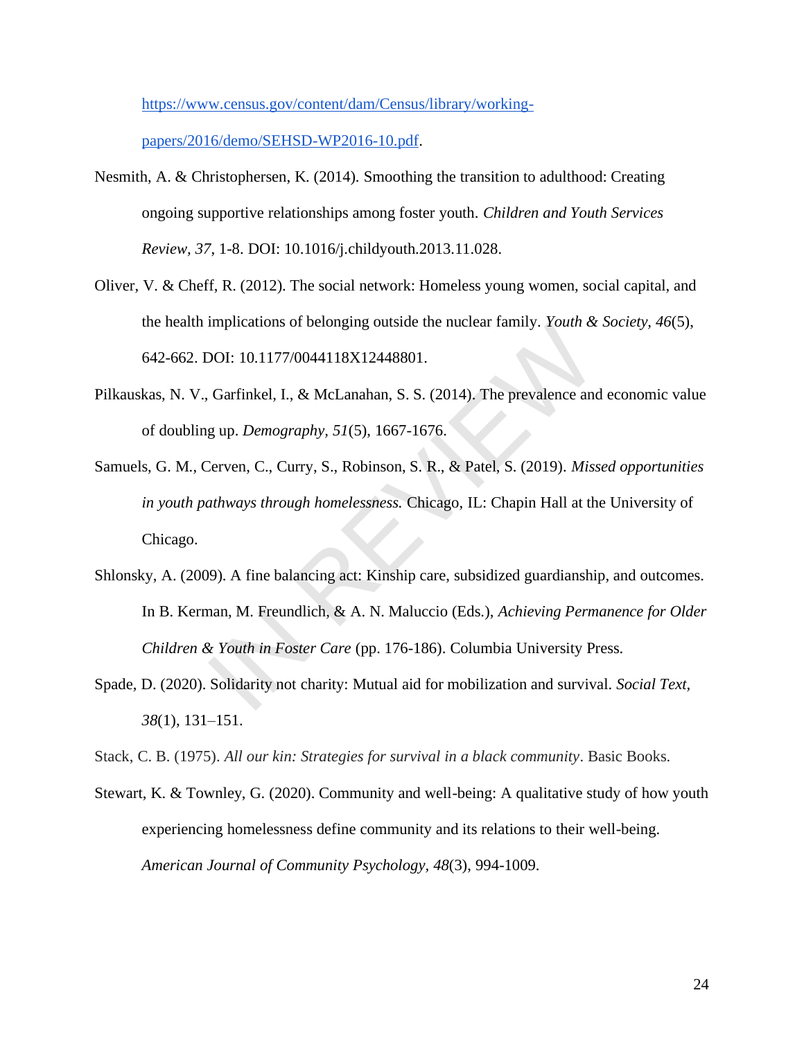https://www.census.gov/content/dam/Census/library/working-papers/2016/demo/SEHSD-WP2016-10.pdf.

Nesmith, A. & Christophersen, K. (2014). Smoothing the transition to adulthood: Creating ongoing supportive relationships among foster youth. *Children and Youth Services Review, 37*, 1-8. DOI: 10.1016/j.childyouth.2013.11.028.

Oliver, V. & Cheff, R. (2012). The social network: Homeless young women, social capital, and the health implications of belonging outside the nuclear family. *Youth & Society, 46*(5), 642-662. DOI: 10.1177/0044118X12448801.

Pilkauskas, N. V., Garfinkel, I., & McLanahan, S. S. (2014). The prevalence and economic value of doubling up. *Demography, 51*(5), 1667-1676.

Samuels, G. M., Cerven, C., Curry, S., Robinson, S. R., & Patel, S. (2019). *Missed opportunities in youth pathways through homelessness.* Chicago, IL: Chapin Hall at the University of Chicago.

Shlonsky, A. (2009). A fine balancing act: Kinship care, subsidized guardianship, and outcomes. In B. Kerman, M. Freundlich, & A. N. Maluccio (Eds.), *Achieving Permanence for Older Children & Youth in Foster Care* (pp. 176-186). Columbia University Press.

Spade, D. (2020). Solidarity not charity: Mutual aid for mobilization and survival. *Social Text, 38*(1), 131–151.

Stack, C. B. (1975). *All our kin: Strategies for survival in a black community*. Basic Books.

Stewart, K. & Townley, G. (2020). Community and well-being: A qualitative study of how youth experiencing homelessness define community and its relations to their well-being. *American Journal of Community Psychology, 48*(3), 994-1009.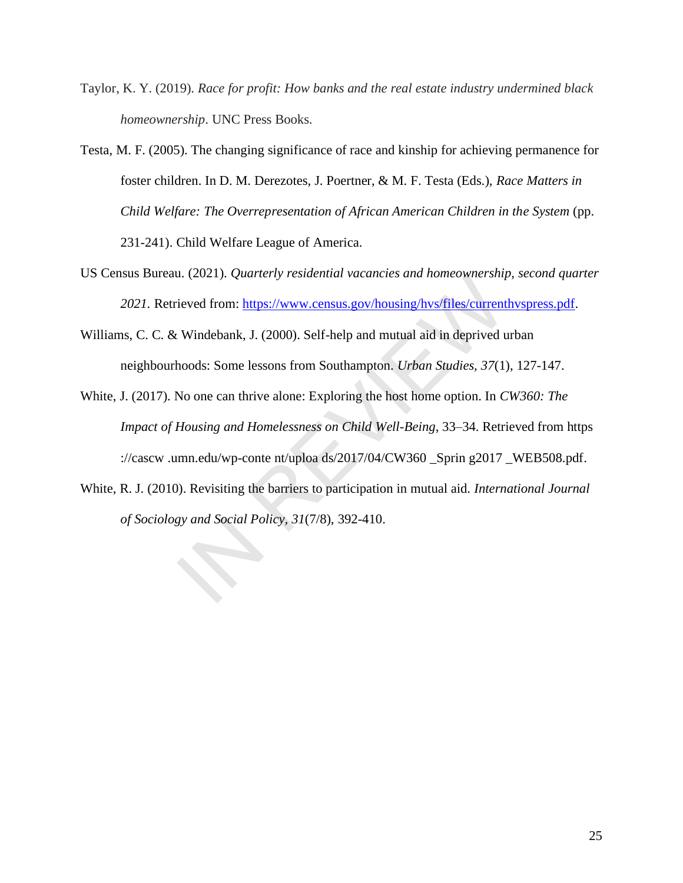Taylor, K. Y. (2019). *Race for profit: How banks and the real estate industry undermined black homeownership*. UNC Press Books.

Testa, M. F. (2005). The changing significance of race and kinship for achieving permanence for foster children. In D. M. Derezotes, J. Poertner, & M. F. Testa (Eds.), *Race Matters in Child Welfare: The Overrepresentation of African American Children in the System* (pp. 231-241). Child Welfare League of America.

US Census Bureau. (2021). *Quarterly residential vacancies and homeownership, second quarter 2021.* Retrieved from: https://www.census.gov/housing/hvs/files/currenthvspress.pdf.

Williams, C. C. & Windebank, J. (2000). Self-help and mutual aid in deprived urban neighbourhoods: Some lessons from Southampton. *Urban Studies, 37*(1), 127-147.

White, J. (2017). No one can thrive alone: Exploring the host home option. In *CW360: The Impact of Housing and Homelessness on Child Well-Being*, 33–34. Retrieved from https ://cascw .umn.edu/wp-conte nt/uploa ds/2017/04/CW360 _Sprin g2017 _WEB508.pdf.

White, R. J. (2010). Revisiting the barriers to participation in mutual aid. *International Journal of Sociology and Social Policy, 31*(7/8), 392-410.